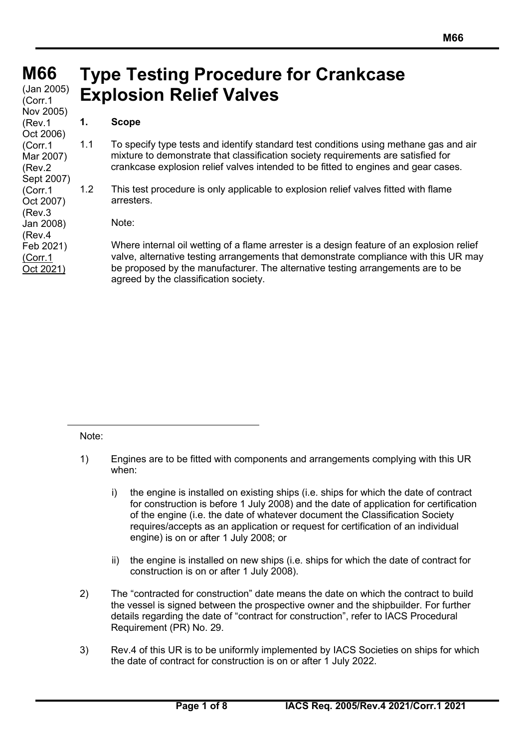# M66 Type Testing Procedure for Crankcase Explosion Relief Valves

(Jan 2005)
(Corr.1 Nov 2005)
(Rev.1 Oct 2006)
(Corr.1 Mar 2007)
(Rev.2 Sept 2007)
(Corr.1 Oct 2007)
(Rev.3 Jan 2008)
(Rev.4 Feb 2021)
(Corr.1 Oct 2021)

## 1. Scope

1.1 To specify type tests and identify standard test conditions using methane gas and air mixture to demonstrate that classification society requirements are satisfied for crankcase explosion relief valves intended to be fitted to engines and gear cases.

1.2 This test procedure is only applicable to explosion relief valves fitted with flame arresters.

Note:

Where internal oil wetting of a flame arrester is a design feature of an explosion relief valve, alternative testing arrangements that demonstrate compliance with this UR may be proposed by the manufacturer. The alternative testing arrangements are to be agreed by the classification society.

---

Note:

1) Engines are to be fitted with components and arrangements complying with this UR when:

   i) the engine is installed on existing ships (i.e. ships for which the date of contract for construction is before 1 July 2008) and the date of application for certification of the engine (i.e. the date of whatever document the Classification Society requires/accepts as an application or request for certification of an individual engine) is on or after 1 July 2008; or

   ii) the engine is installed on new ships (i.e. ships for which the date of contract for construction is on or after 1 July 2008).

2) The "contracted for construction" date means the date on which the contract to build the vessel is signed between the prospective owner and the shipbuilder. For further details regarding the date of "contract for construction", refer to IACS Procedural Requirement (PR) No. 29.

3) Rev.4 of this UR is to be uniformly implemented by IACS Societies on ships for which the date of contract for construction is on or after 1 July 2022.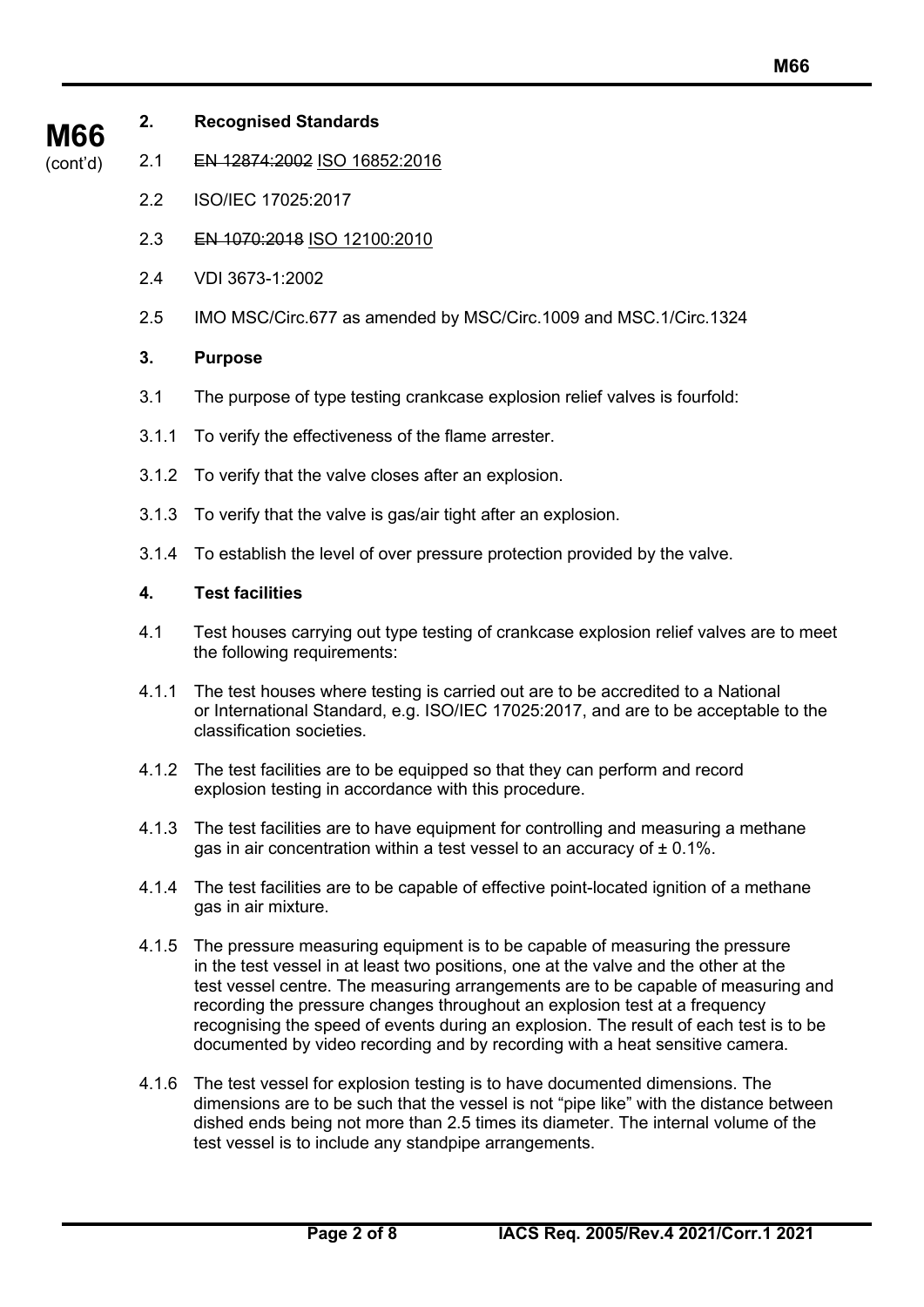**M66** (cont'd)

### 2. Recognised Standards

2.1 ~~EN 12874:2002~~ ISO 16852:2016

2.2 ISO/IEC 17025:2017

2.3 ~~EN 1070:2018~~ ISO 12100:2010

2.4 VDI 3673-1:2002

2.5 IMO MSC/Circ.677 as amended by MSC/Circ.1009 and MSC.1/Circ.1324

### 3. Purpose

3.1 The purpose of type testing crankcase explosion relief valves is fourfold:

3.1.1 To verify the effectiveness of the flame arrester.

3.1.2 To verify that the valve closes after an explosion.

3.1.3 To verify that the valve is gas/air tight after an explosion.

3.1.4 To establish the level of over pressure protection provided by the valve.

### 4. Test facilities

4.1 Test houses carrying out type testing of crankcase explosion relief valves are to meet the following requirements:

4.1.1 The test houses where testing is carried out are to be accredited to a National or International Standard, e.g. ISO/IEC 17025:2017, and are to be acceptable to the classification societies.

4.1.2 The test facilities are to be equipped so that they can perform and record explosion testing in accordance with this procedure.

4.1.3 The test facilities are to have equipment for controlling and measuring a methane gas in air concentration within a test vessel to an accuracy of ± 0.1%.

4.1.4 The test facilities are to be capable of effective point-located ignition of a methane gas in air mixture.

4.1.5 The pressure measuring equipment is to be capable of measuring the pressure in the test vessel in at least two positions, one at the valve and the other at the test vessel centre. The measuring arrangements are to be capable of measuring and recording the pressure changes throughout an explosion test at a frequency recognising the speed of events during an explosion. The result of each test is to be documented by video recording and by recording with a heat sensitive camera.

4.1.6 The test vessel for explosion testing is to have documented dimensions. The dimensions are to be such that the vessel is not "pipe like" with the distance between dished ends being not more than 2.5 times its diameter. The internal volume of the test vessel is to include any standpipe arrangements.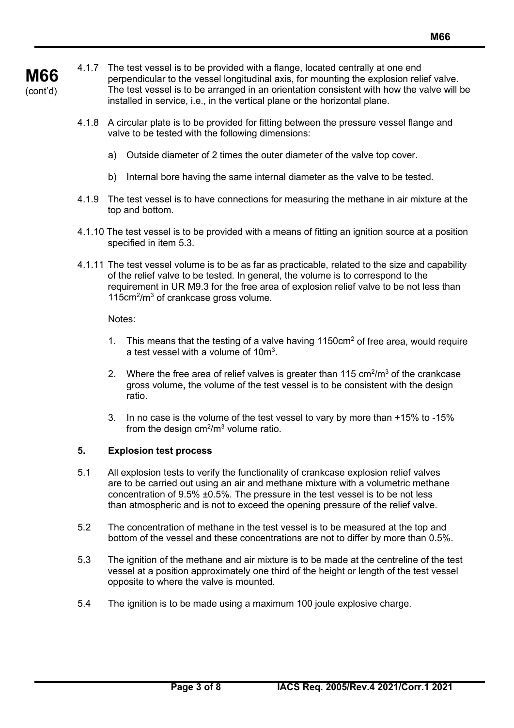4.1.7 The test vessel is to be provided with a flange, located centrally at one end perpendicular to the vessel longitudinal axis, for mounting the explosion relief valve. The test vessel is to be arranged in an orientation consistent with how the valve will be installed in service, i.e., in the vertical plane or the horizontal plane.

4.1.8 A circular plate is to be provided for fitting between the pressure vessel flange and valve to be tested with the following dimensions:

a) Outside diameter of 2 times the outer diameter of the valve top cover.

b) Internal bore having the same internal diameter as the valve to be tested.

4.1.9 The test vessel is to have connections for measuring the methane in air mixture at the top and bottom.

4.1.10 The test vessel is to be provided with a means of fitting an ignition source at a position specified in item 5.3.

4.1.11 The test vessel volume is to be as far as practicable, related to the size and capability of the relief valve to be tested. In general, the volume is to correspond to the requirement in UR M9.3 for the free area of explosion relief valve to be not less than $115 cm^2/m^3$ of crankcase gross volume.

Notes:

1. This means that the testing of a valve having $1150 cm^2$ of free area, would require a test vessel with a volume of $10 m^3$.

2. Where the free area of relief valves is greater than $115 cm^2/m^3$ of the crankcase gross volume**,** the volume of the test vessel is to be consistent with the design ratio.

3. In no case is the volume of the test vessel to vary by more than +15% to -15% from the design $cm^2/m^3$ volume ratio.

## 5. Explosion test process

5.1 All explosion tests to verify the functionality of crankcase explosion relief valves are to be carried out using an air and methane mixture with a volumetric methane concentration of 9.5% ±0.5%. The pressure in the test vessel is to be not less than atmospheric and is not to exceed the opening pressure of the relief valve.

5.2 The concentration of methane in the test vessel is to be measured at the top and bottom of the vessel and these concentrations are not to differ by more than 0.5%.

5.3 The ignition of the methane and air mixture is to be made at the centreline of the test vessel at a position approximately one third of the height or length of the test vessel opposite to where the valve is mounted.

5.4 The ignition is to be made using a maximum 100 joule explosive charge.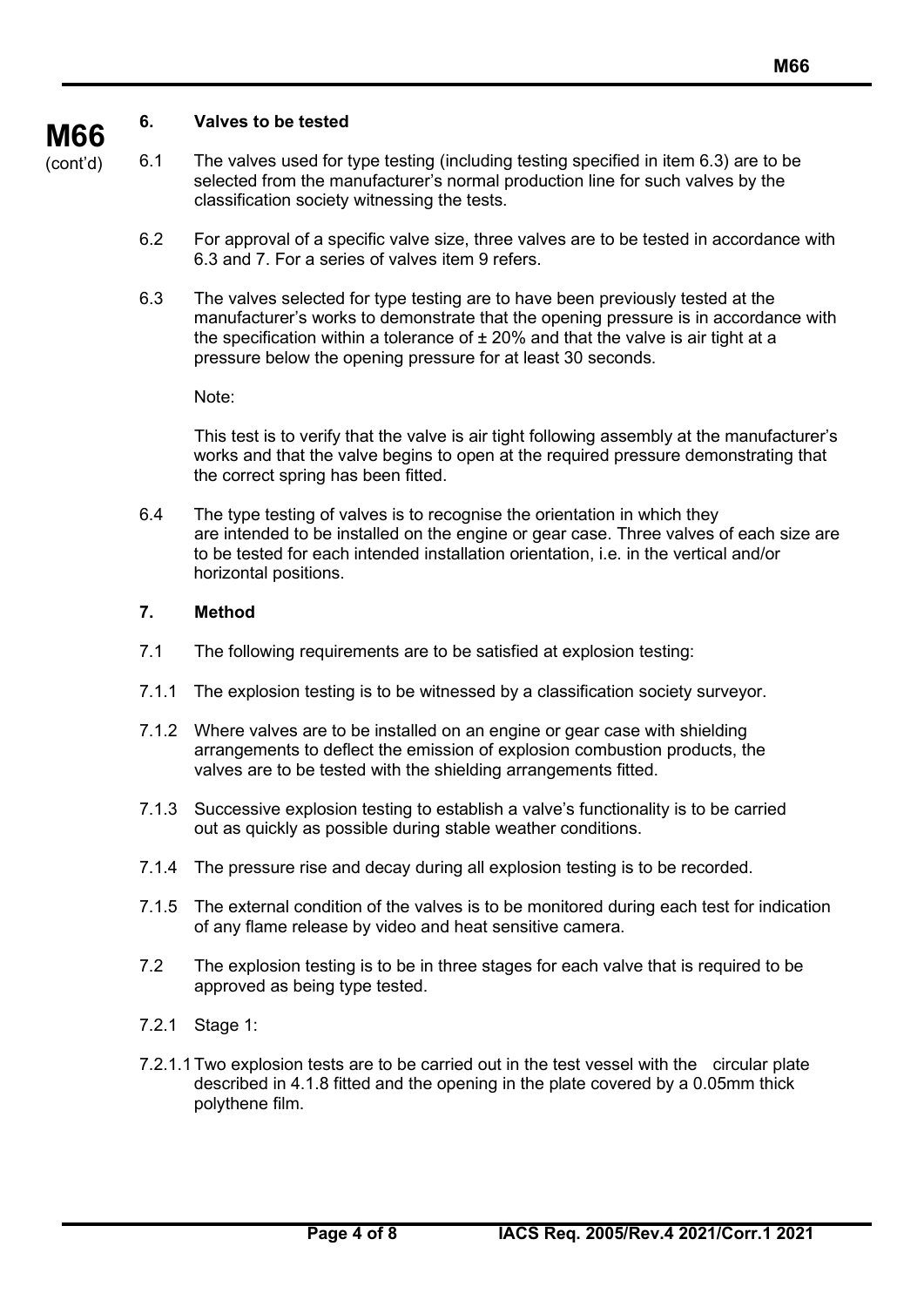## 6. Valves to be tested

6.1 The valves used for type testing (including testing specified in item 6.3) are to be selected from the manufacturer's normal production line for such valves by the classification society witnessing the tests.

6.2 For approval of a specific valve size, three valves are to be tested in accordance with 6.3 and 7. For a series of valves item 9 refers.

6.3 The valves selected for type testing are to have been previously tested at the manufacturer's works to demonstrate that the opening pressure is in accordance with the specification within a tolerance of ± 20% and that the valve is air tight at a pressure below the opening pressure for at least 30 seconds.

Note:

This test is to verify that the valve is air tight following assembly at the manufacturer's works and that the valve begins to open at the required pressure demonstrating that the correct spring has been fitted.

6.4 The type testing of valves is to recognise the orientation in which they are intended to be installed on the engine or gear case. Three valves of each size are to be tested for each intended installation orientation, i.e. in the vertical and/or horizontal positions.

## 7. Method

7.1 The following requirements are to be satisfied at explosion testing:

7.1.1 The explosion testing is to be witnessed by a classification society surveyor.

7.1.2 Where valves are to be installed on an engine or gear case with shielding arrangements to deflect the emission of explosion combustion products, the valves are to be tested with the shielding arrangements fitted.

7.1.3 Successive explosion testing to establish a valve's functionality is to be carried out as quickly as possible during stable weather conditions.

7.1.4 The pressure rise and decay during all explosion testing is to be recorded.

7.1.5 The external condition of the valves is to be monitored during each test for indication of any flame release by video and heat sensitive camera.

7.2 The explosion testing is to be in three stages for each valve that is required to be approved as being type tested.

7.2.1 Stage 1:

7.2.1.1 Two explosion tests are to be carried out in the test vessel with the circular plate described in 4.1.8 fitted and the opening in the plate covered by a 0.05mm thick polythene film.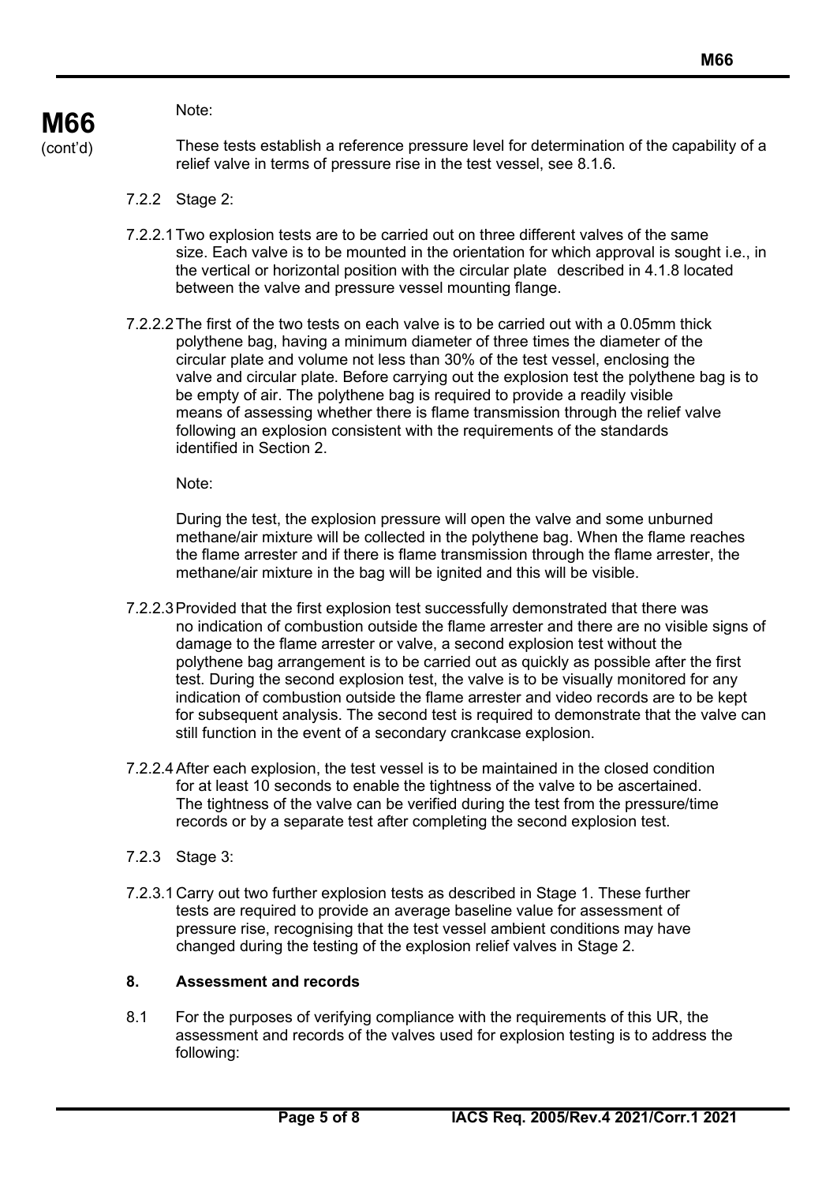Note:

These tests establish a reference pressure level for determination of the capability of a relief valve in terms of pressure rise in the test vessel, see 8.1.6.

7.2.2 Stage 2:

7.2.2.1 Two explosion tests are to be carried out on three different valves of the same size. Each valve is to be mounted in the orientation for which approval is sought i.e., in the vertical or horizontal position with the circular plate described in 4.1.8 located between the valve and pressure vessel mounting flange.

7.2.2.2 The first of the two tests on each valve is to be carried out with a 0.05mm thick polythene bag, having a minimum diameter of three times the diameter of the circular plate and volume not less than 30% of the test vessel, enclosing the valve and circular plate. Before carrying out the explosion test the polythene bag is to be empty of air. The polythene bag is required to provide a readily visible means of assessing whether there is flame transmission through the relief valve following an explosion consistent with the requirements of the standards identified in Section 2.

Note:

During the test, the explosion pressure will open the valve and some unburned methane/air mixture will be collected in the polythene bag. When the flame reaches the flame arrester and if there is flame transmission through the flame arrester, the methane/air mixture in the bag will be ignited and this will be visible.

7.2.2.3 Provided that the first explosion test successfully demonstrated that there was no indication of combustion outside the flame arrester and there are no visible signs of damage to the flame arrester or valve, a second explosion test without the polythene bag arrangement is to be carried out as quickly as possible after the first test. During the second explosion test, the valve is to be visually monitored for any indication of combustion outside the flame arrester and video records are to be kept for subsequent analysis. The second test is required to demonstrate that the valve can still function in the event of a secondary crankcase explosion.

7.2.2.4 After each explosion, the test vessel is to be maintained in the closed condition for at least 10 seconds to enable the tightness of the valve to be ascertained. The tightness of the valve can be verified during the test from the pressure/time records or by a separate test after completing the second explosion test.

7.2.3 Stage 3:

7.2.3.1 Carry out two further explosion tests as described in Stage 1. These further tests are required to provide an average baseline value for assessment of pressure rise, recognising that the test vessel ambient conditions may have changed during the testing of the explosion relief valves in Stage 2.

## 8. Assessment and records

8.1 For the purposes of verifying compliance with the requirements of this UR, the assessment and records of the valves used for explosion testing is to address the following: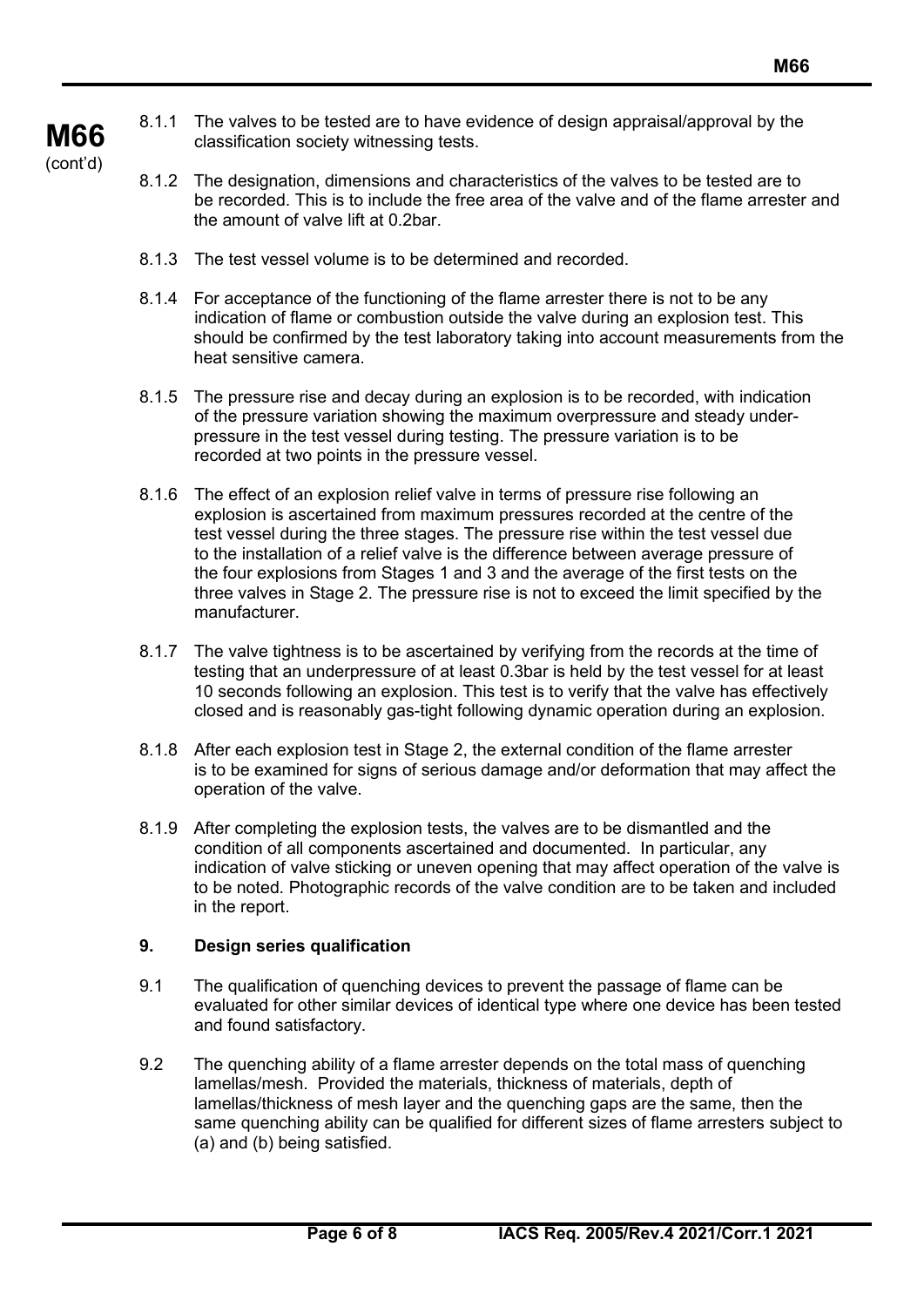8.1.1 The valves to be tested are to have evidence of design appraisal/approval by the classification society witnessing tests.

8.1.2 The designation, dimensions and characteristics of the valves to be tested are to be recorded. This is to include the free area of the valve and of the flame arrester and the amount of valve lift at 0.2bar.

8.1.3 The test vessel volume is to be determined and recorded.

8.1.4 For acceptance of the functioning of the flame arrester there is not to be any indication of flame or combustion outside the valve during an explosion test. This should be confirmed by the test laboratory taking into account measurements from the heat sensitive camera.

8.1.5 The pressure rise and decay during an explosion is to be recorded, with indication of the pressure variation showing the maximum overpressure and steady under-pressure in the test vessel during testing. The pressure variation is to be recorded at two points in the pressure vessel.

8.1.6 The effect of an explosion relief valve in terms of pressure rise following an explosion is ascertained from maximum pressures recorded at the centre of the test vessel during the three stages. The pressure rise within the test vessel due to the installation of a relief valve is the difference between average pressure of the four explosions from Stages 1 and 3 and the average of the first tests on the three valves in Stage 2. The pressure rise is not to exceed the limit specified by the manufacturer.

8.1.7 The valve tightness is to be ascertained by verifying from the records at the time of testing that an underpressure of at least 0.3bar is held by the test vessel for at least 10 seconds following an explosion. This test is to verify that the valve has effectively closed and is reasonably gas-tight following dynamic operation during an explosion.

8.1.8 After each explosion test in Stage 2, the external condition of the flame arrester is to be examined for signs of serious damage and/or deformation that may affect the operation of the valve.

8.1.9 After completing the explosion tests, the valves are to be dismantled and the condition of all components ascertained and documented. In particular, any indication of valve sticking or uneven opening that may affect operation of the valve is to be noted. Photographic records of the valve condition are to be taken and included in the report.

## 9. Design series qualification

9.1 The qualification of quenching devices to prevent the passage of flame can be evaluated for other similar devices of identical type where one device has been tested and found satisfactory.

9.2 The quenching ability of a flame arrester depends on the total mass of quenching lamellas/mesh. Provided the materials, thickness of materials, depth of lamellas/thickness of mesh layer and the quenching gaps are the same, then the same quenching ability can be qualified for different sizes of flame arresters subject to (a) and (b) being satisfied.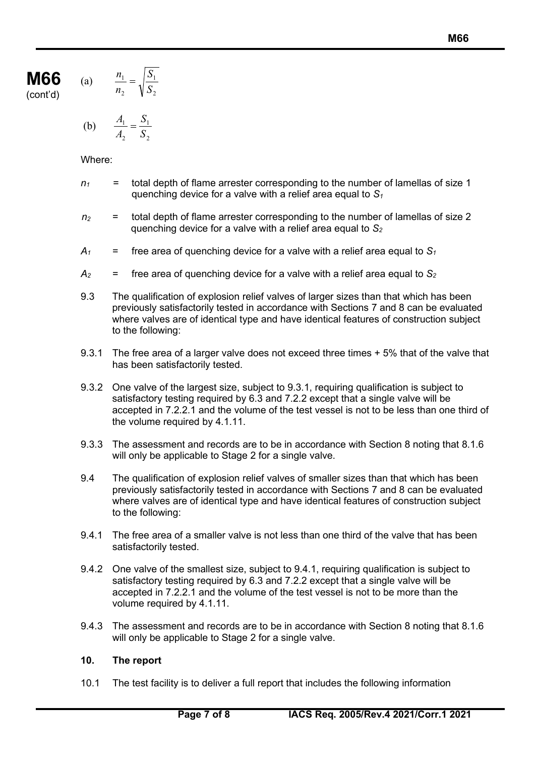(a) $$\frac{n_1}{n_2} = \sqrt{\frac{S_1}{S_2}}$$

(b) $$\frac{A_1}{A_2} = \frac{S_1}{S_2}$$

Where:

$n_1$ = total depth of flame arrester corresponding to the number of lamellas of size 1 quenching device for a valve with a relief area equal to $S_1$

$n_2$ = total depth of flame arrester corresponding to the number of lamellas of size 2 quenching device for a valve with a relief area equal to $S_2$

$A_1$ = free area of quenching device for a valve with a relief area equal to $S_1$

$A_2$ = free area of quenching device for a valve with a relief area equal to $S_2$

9.3 The qualification of explosion relief valves of larger sizes than that which has been previously satisfactorily tested in accordance with Sections 7 and 8 can be evaluated where valves are of identical type and have identical features of construction subject to the following:

9.3.1 The free area of a larger valve does not exceed three times + 5% that of the valve that has been satisfactorily tested.

9.3.2 One valve of the largest size, subject to 9.3.1, requiring qualification is subject to satisfactory testing required by 6.3 and 7.2.2 except that a single valve will be accepted in 7.2.2.1 and the volume of the test vessel is not to be less than one third of the volume required by 4.1.11.

9.3.3 The assessment and records are to be in accordance with Section 8 noting that 8.1.6 will only be applicable to Stage 2 for a single valve.

9.4 The qualification of explosion relief valves of smaller sizes than that which has been previously satisfactorily tested in accordance with Sections 7 and 8 can be evaluated where valves are of identical type and have identical features of construction subject to the following:

9.4.1 The free area of a smaller valve is not less than one third of the valve that has been satisfactorily tested.

9.4.2 One valve of the smallest size, subject to 9.4.1, requiring qualification is subject to satisfactory testing required by 6.3 and 7.2.2 except that a single valve will be accepted in 7.2.2.1 and the volume of the test vessel is not to be more than the volume required by 4.1.11.

9.4.3 The assessment and records are to be in accordance with Section 8 noting that 8.1.6 will only be applicable to Stage 2 for a single valve.

## 10. The report

10.1 The test facility is to deliver a full report that includes the following information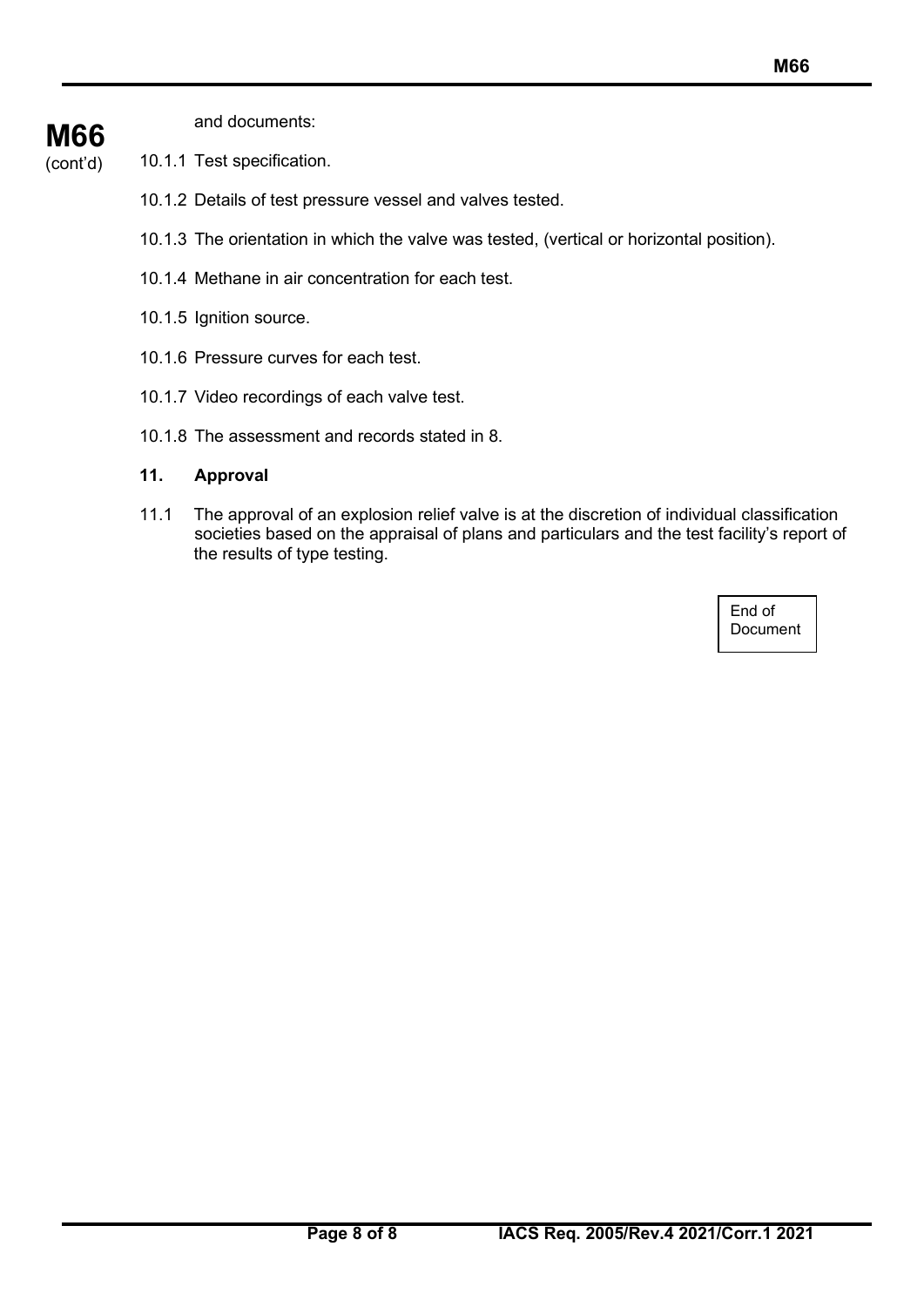and documents:

10.1.1 Test specification.

10.1.2 Details of test pressure vessel and valves tested.

10.1.3 The orientation in which the valve was tested, (vertical or horizontal position).

10.1.4 Methane in air concentration for each test.

10.1.5 Ignition source.

10.1.6 Pressure curves for each test.

10.1.7 Video recordings of each valve test.

10.1.8 The assessment and records stated in 8.

### 11. Approval

11.1 The approval of an explosion relief valve is at the discretion of individual classification societies based on the appraisal of plans and particulars and the test facility's report of the results of type testing.

End of Document